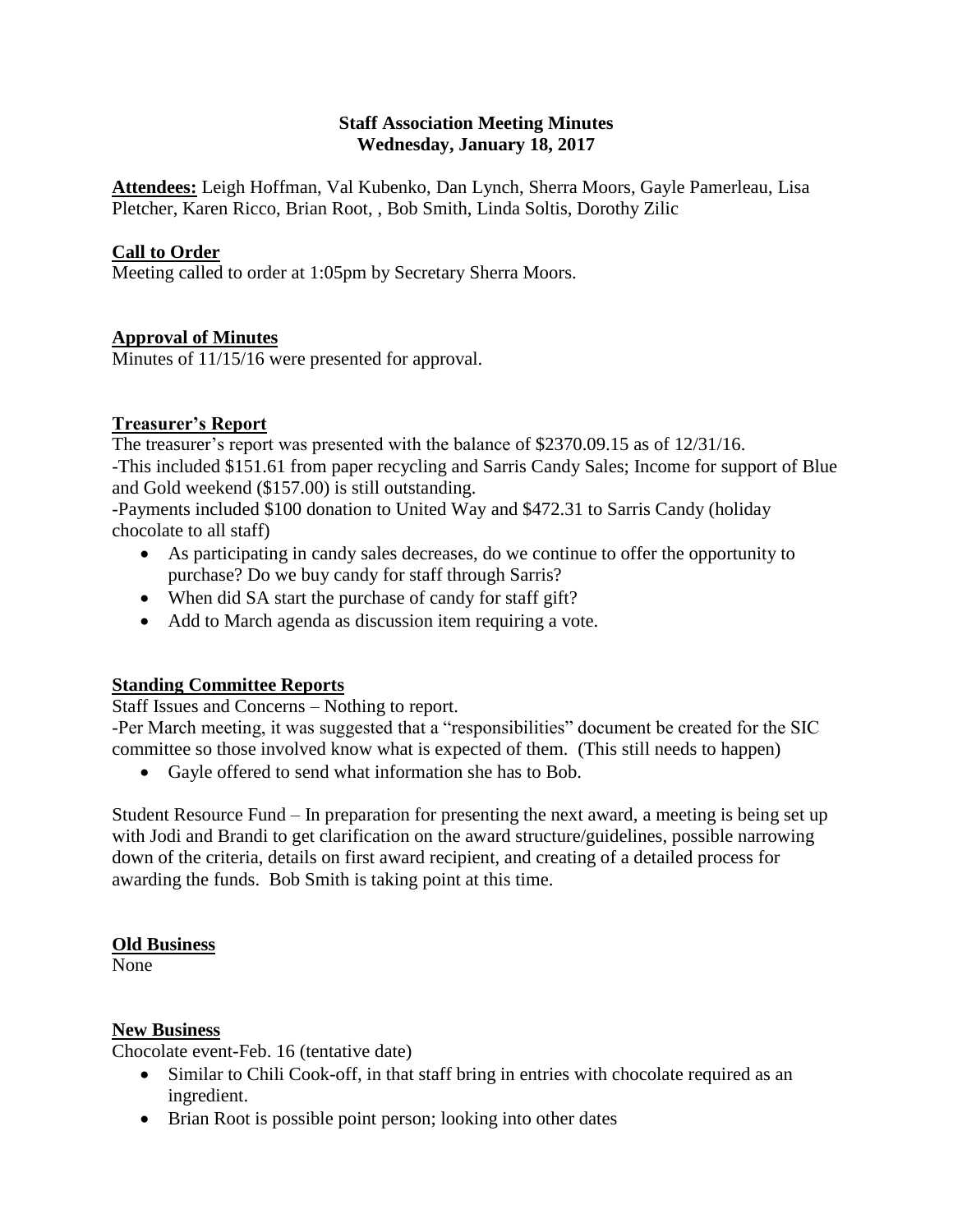**Staff Association Meeting Minutes**
**Wednesday, January 18, 2017**

**Attendees:** Leigh Hoffman, Val Kubenko, Dan Lynch, Sherra Moors, Gayle Pamerleau, Lisa Pletcher, Karen Ricco, Brian Root, , Bob Smith, Linda Soltis, Dorothy Zilic

## Call to Order

Meeting called to order at 1:05pm by Secretary Sherra Moors.

## Approval of Minutes

Minutes of 11/15/16 were presented for approval.

## Treasurer's Report

The treasurer's report was presented with the balance of $2370.09.15 as of 12/31/16.
-This included $151.61 from paper recycling and Sarris Candy Sales; Income for support of Blue and Gold weekend ($157.00) is still outstanding.
-Payments included $100 donation to United Way and $472.31 to Sarris Candy (holiday chocolate to all staff)

- As participating in candy sales decreases, do we continue to offer the opportunity to purchase? Do we buy candy for staff through Sarris?
- When did SA start the purchase of candy for staff gift?
- Add to March agenda as discussion item requiring a vote.

## Standing Committee Reports

Staff Issues and Concerns – Nothing to report.
-Per March meeting, it was suggested that a "responsibilities" document be created for the SIC committee so those involved know what is expected of them. (This still needs to happen)

- Gayle offered to send what information she has to Bob.

Student Resource Fund – In preparation for presenting the next award, a meeting is being set up with Jodi and Brandi to get clarification on the award structure/guidelines, possible narrowing down of the criteria, details on first award recipient, and creating of a detailed process for awarding the funds. Bob Smith is taking point at this time.

## Old Business

None

## New Business

Chocolate event-Feb. 16 (tentative date)

- Similar to Chili Cook-off, in that staff bring in entries with chocolate required as an ingredient.
- Brian Root is possible point person; looking into other dates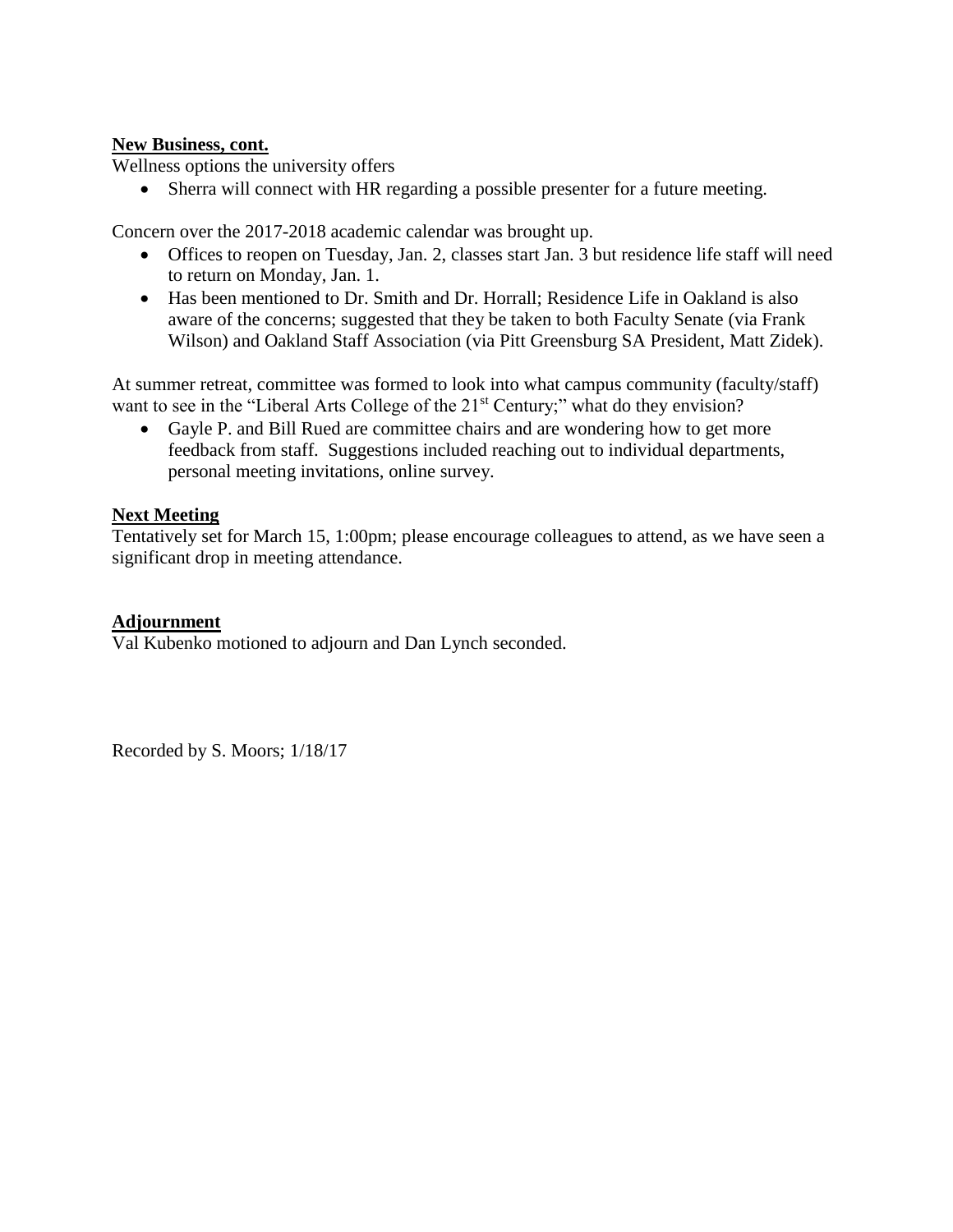**New Business, cont.**

Wellness options the university offers

- Sherra will connect with HR regarding a possible presenter for a future meeting.

Concern over the 2017-2018 academic calendar was brought up.

- Offices to reopen on Tuesday, Jan. 2, classes start Jan. 3 but residence life staff will need to return on Monday, Jan. 1.
- Has been mentioned to Dr. Smith and Dr. Horrall; Residence Life in Oakland is also aware of the concerns; suggested that they be taken to both Faculty Senate (via Frank Wilson) and Oakland Staff Association (via Pitt Greensburg SA President, Matt Zidek).

At summer retreat, committee was formed to look into what campus community (faculty/staff) want to see in the "Liberal Arts College of the 21st Century;" what do they envision?

- Gayle P. and Bill Rued are committee chairs and are wondering how to get more feedback from staff. Suggestions included reaching out to individual departments, personal meeting invitations, online survey.

**Next Meeting**

Tentatively set for March 15, 1:00pm; please encourage colleagues to attend, as we have seen a significant drop in meeting attendance.

**Adjournment**

Val Kubenko motioned to adjourn and Dan Lynch seconded.

Recorded by S. Moors; 1/18/17